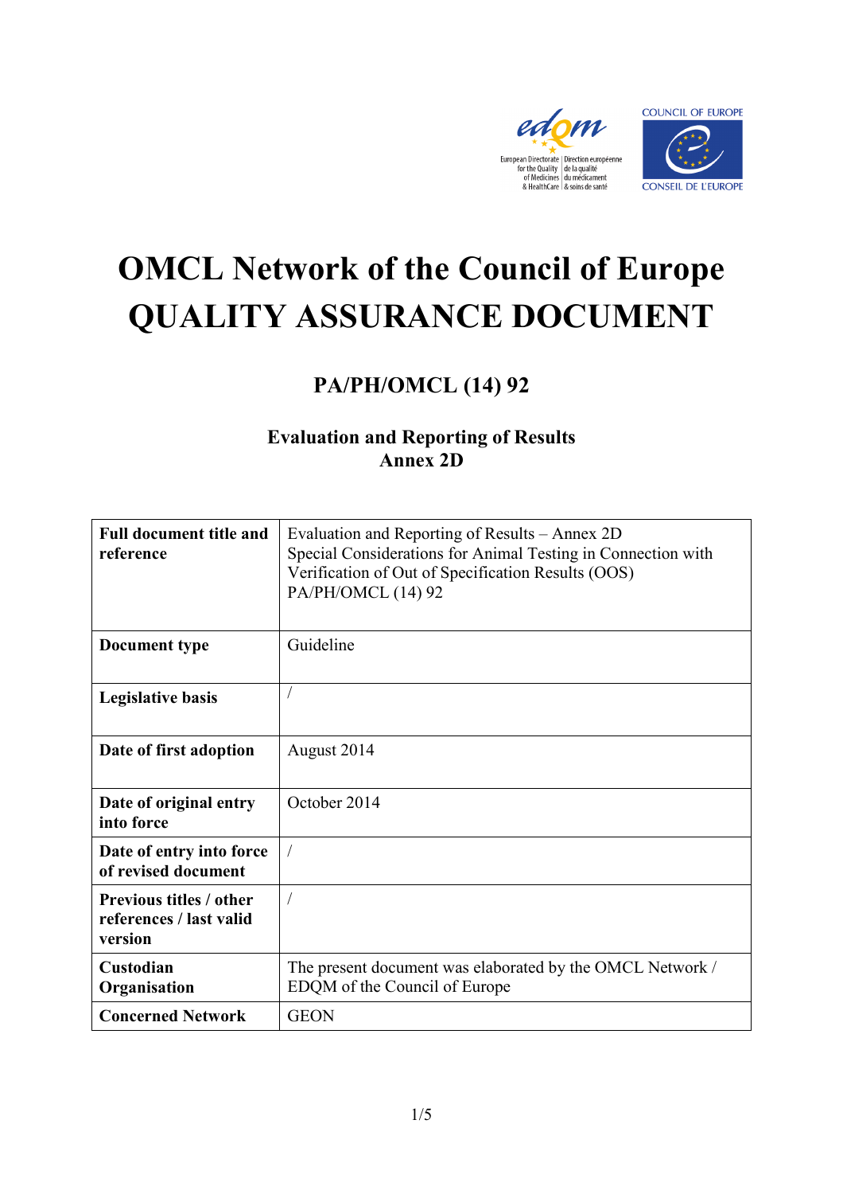# OMCL Network of the Council of Europe
# QUALITY ASSURANCE DOCUMENT

## PA/PH/OMCL (14) 92

### Evaluation and Reporting of Results
### Annex 2D

| **Full document title and reference** | Evaluation and Reporting of Results – Annex 2D<br>Special Considerations for Animal Testing in Connection with Verification of Out of Specification Results (OOS)<br>PA/PH/OMCL (14) 92 |
|---|---|
| **Document type** | Guideline |
| **Legislative basis** | / |
| **Date of first adoption** | August 2014 |
| **Date of original entry into force** | October 2014 |
| **Date of entry into force of revised document** | / |
| **Previous titles / other references / last valid version** | / |
| **Custodian Organisation** | The present document was elaborated by the OMCL Network / EDQM of the Council of Europe |
| **Concerned Network** | GEON |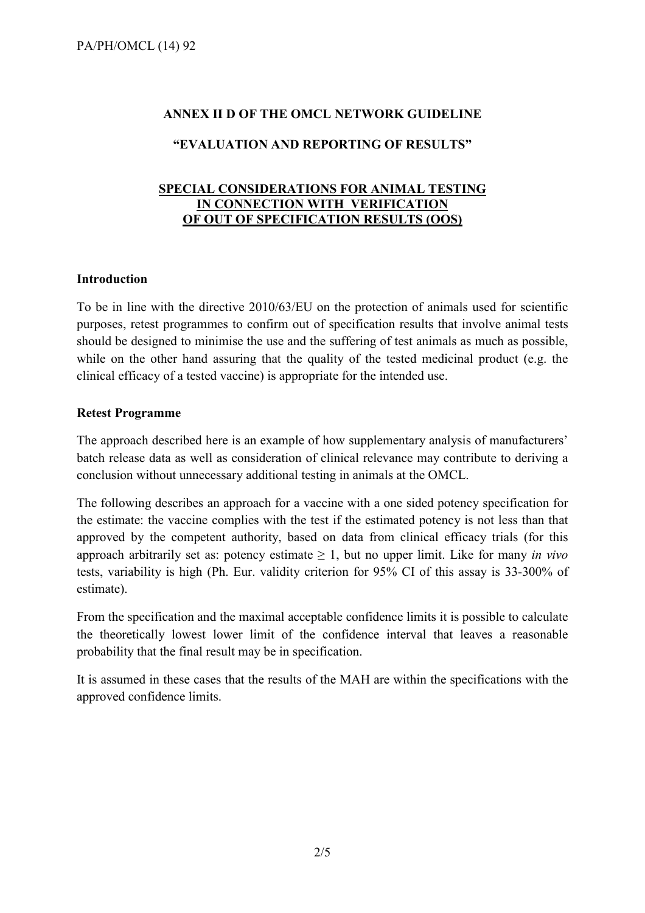**ANNEX II D OF THE OMCL NETWORK GUIDELINE**

**"EVALUATION AND REPORTING OF RESULTS"**

**SPECIAL CONSIDERATIONS FOR ANIMAL TESTING IN CONNECTION WITH VERIFICATION OF OUT OF SPECIFICATION RESULTS (OOS)**

## Introduction

To be in line with the directive 2010/63/EU on the protection of animals used for scientific purposes, retest programmes to confirm out of specification results that involve animal tests should be designed to minimise the use and the suffering of test animals as much as possible, while on the other hand assuring that the quality of the tested medicinal product (e.g. the clinical efficacy of a tested vaccine) is appropriate for the intended use.

## Retest Programme

The approach described here is an example of how supplementary analysis of manufacturers' batch release data as well as consideration of clinical relevance may contribute to deriving a conclusion without unnecessary additional testing in animals at the OMCL.

The following describes an approach for a vaccine with a one sided potency specification for the estimate: the vaccine complies with the test if the estimated potency is not less than that approved by the competent authority, based on data from clinical efficacy trials (for this approach arbitrarily set as: potency estimate $\geq 1$, but no upper limit. Like for many *in vivo* tests, variability is high (Ph. Eur. validity criterion for 95% CI of this assay is 33-300% of estimate).

From the specification and the maximal acceptable confidence limits it is possible to calculate the theoretically lowest lower limit of the confidence interval that leaves a reasonable probability that the final result may be in specification.

It is assumed in these cases that the results of the MAH are within the specifications with the approved confidence limits.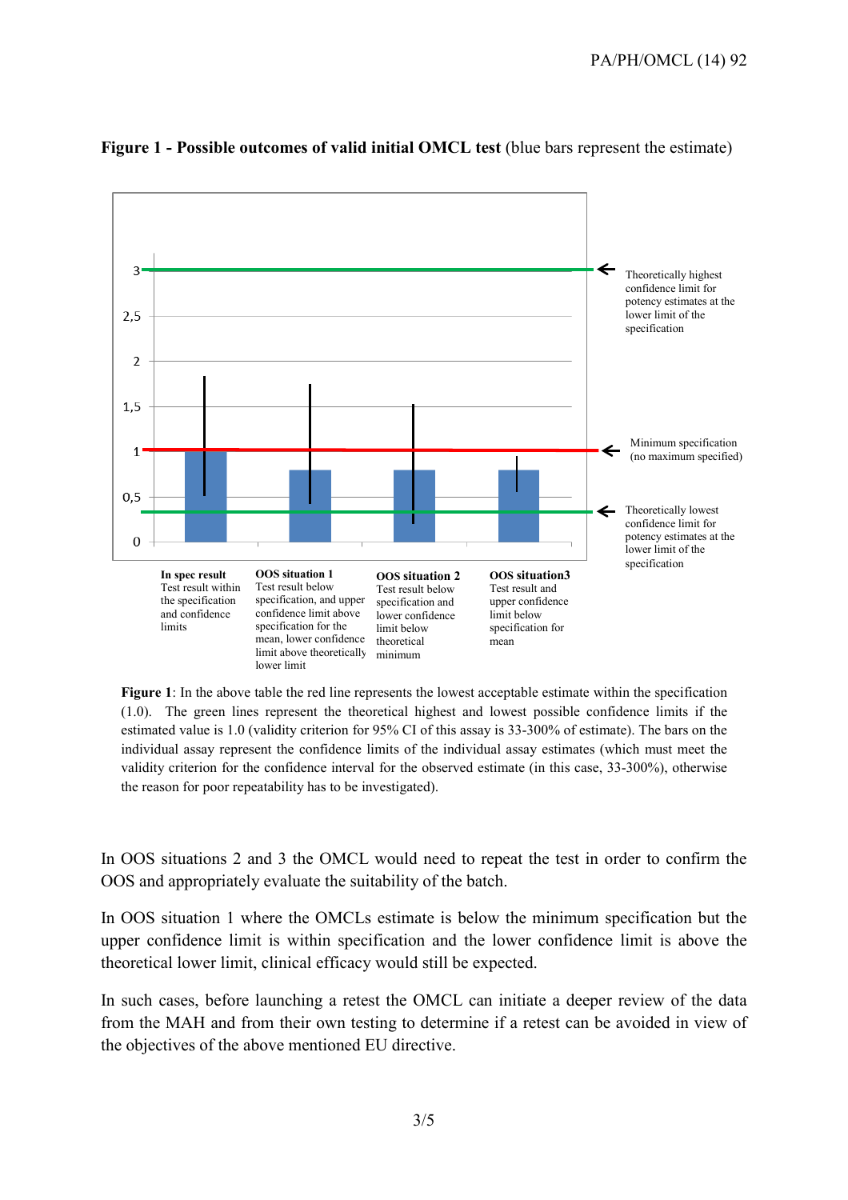**Figure 1 - Possible outcomes of valid initial OMCL test** (blue bars represent the estimate)

Theoretically highest confidence limit for potency estimates at the lower limit of the specification

Minimum specification (no maximum specified)

Theoretically lowest confidence limit for potency estimates at the lower limit of the specification

**In spec result** Test result within the specification and confidence limits

**OOS situation 1** Test result below specification, and upper confidence limit above specification for the mean, lower confidence limit above theoretically lower limit

**OOS situation 2** Test result below specification and lower confidence limit below theoretical minimum

**OOS situation3** Test result and upper confidence limit below specification for mean

**Figure 1**: In the above table the red line represents the lowest acceptable estimate within the specification (1.0). The green lines represent the theoretical highest and lowest possible confidence limits if the estimated value is 1.0 (validity criterion for 95% CI of this assay is 33-300% of estimate). The bars on the individual assay represent the confidence limits of the individual assay estimates (which must meet the validity criterion for the confidence interval for the observed estimate (in this case, 33-300%), otherwise the reason for poor repeatability has to be investigated).

In OOS situations 2 and 3 the OMCL would need to repeat the test in order to confirm the OOS and appropriately evaluate the suitability of the batch.

In OOS situation 1 where the OMCLs estimate is below the minimum specification but the upper confidence limit is within specification and the lower confidence limit is above the theoretical lower limit, clinical efficacy would still be expected.

In such cases, before launching a retest the OMCL can initiate a deeper review of the data from the MAH and from their own testing to determine if a retest can be avoided in view of the objectives of the above mentioned EU directive.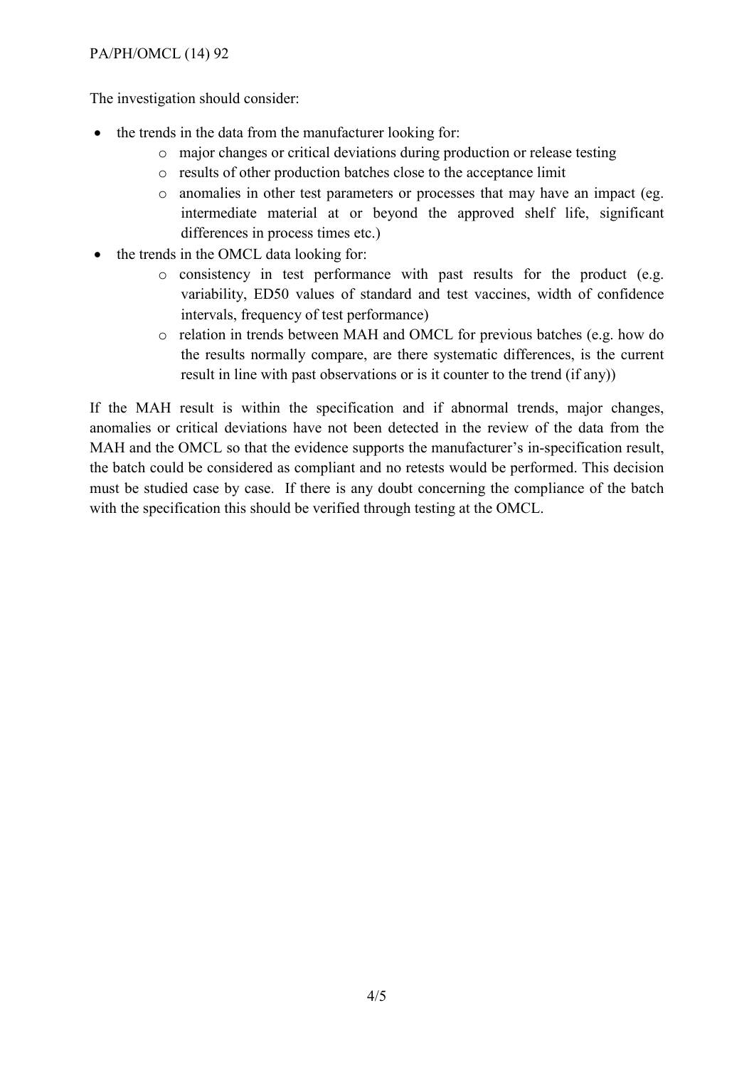The investigation should consider:

- the trends in the data from the manufacturer looking for:
  - major changes or critical deviations during production or release testing
  - results of other production batches close to the acceptance limit
  - anomalies in other test parameters or processes that may have an impact (eg. intermediate material at or beyond the approved shelf life, significant differences in process times etc.)
- the trends in the OMCL data looking for:
  - consistency in test performance with past results for the product (e.g. variability, ED50 values of standard and test vaccines, width of confidence intervals, frequency of test performance)
  - relation in trends between MAH and OMCL for previous batches (e.g. how do the results normally compare, are there systematic differences, is the current result in line with past observations or is it counter to the trend (if any))

If the MAH result is within the specification and if abnormal trends, major changes, anomalies or critical deviations have not been detected in the review of the data from the MAH and the OMCL so that the evidence supports the manufacturer's in-specification result, the batch could be considered as compliant and no retests would be performed. This decision must be studied case by case. If there is any doubt concerning the compliance of the batch with the specification this should be verified through testing at the OMCL.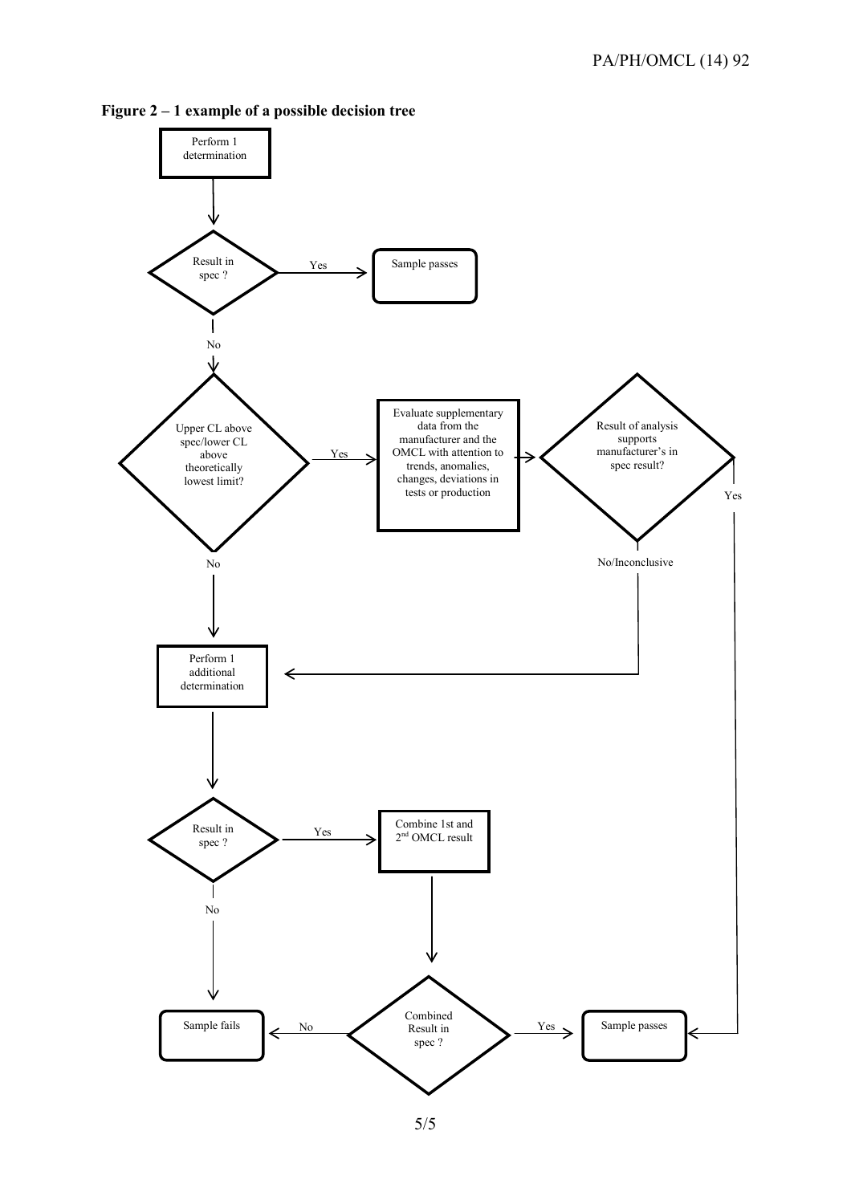**Figure 2 – 1 example of a possible decision tree**

Perform 1 determination

Result in spec ?

Yes

Sample passes

No

Upper CL above spec/lower CL above theoretically lowest limit?

Yes

Evaluate supplementary data from the manufacturer and the OMCL with attention to trends, anomalies, changes, deviations in tests or production

Result of analysis supports manufacturer's in spec result?

Yes

No/Inconclusive

No

Perform 1 additional determination

Result in spec ?

Yes

Combine 1st and 2nd OMCL result

No

Sample fails

No

Combined Result in spec ?

Yes

Sample passes